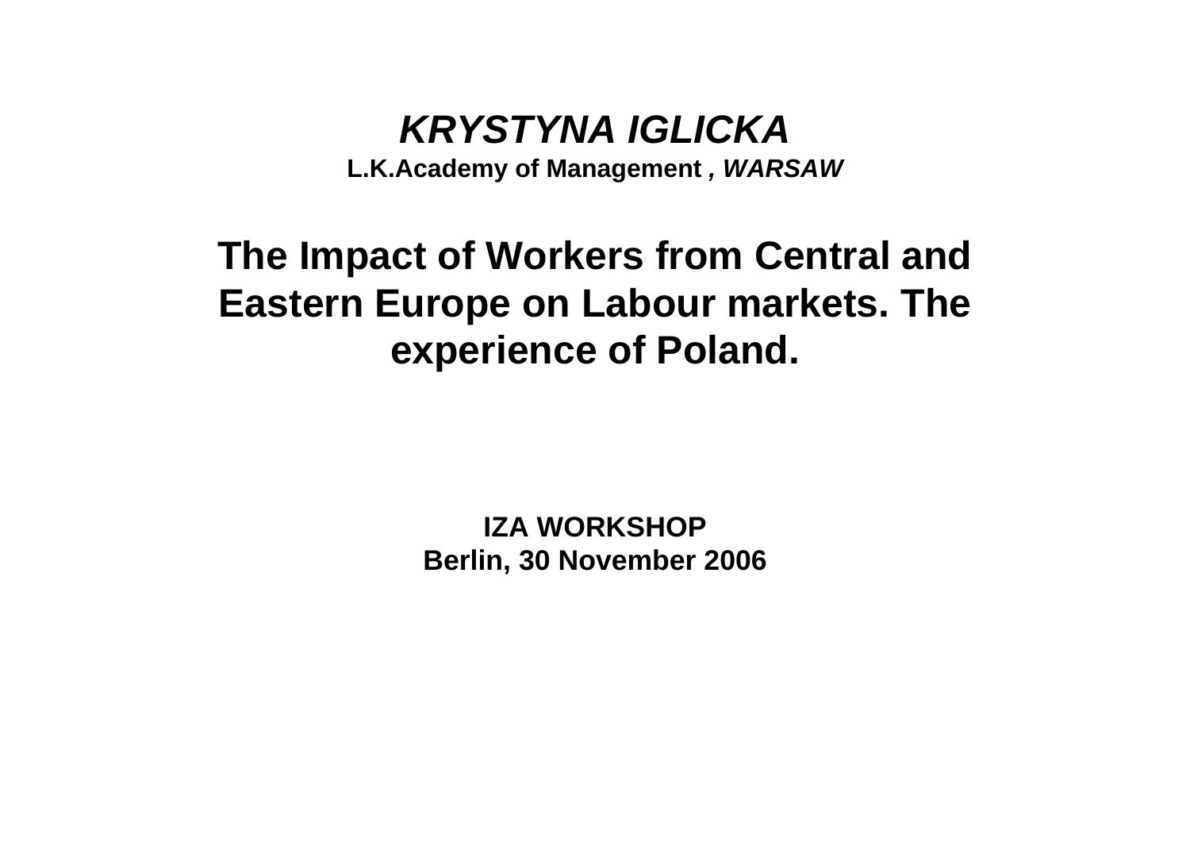***KRYSTYNA IGLICKA***

**L.K.Academy of Management *, WARSAW***

# The Impact of Workers from Central and Eastern Europe on Labour markets. The experience of Poland.

**IZA WORKSHOP**

**Berlin, 30 November 2006**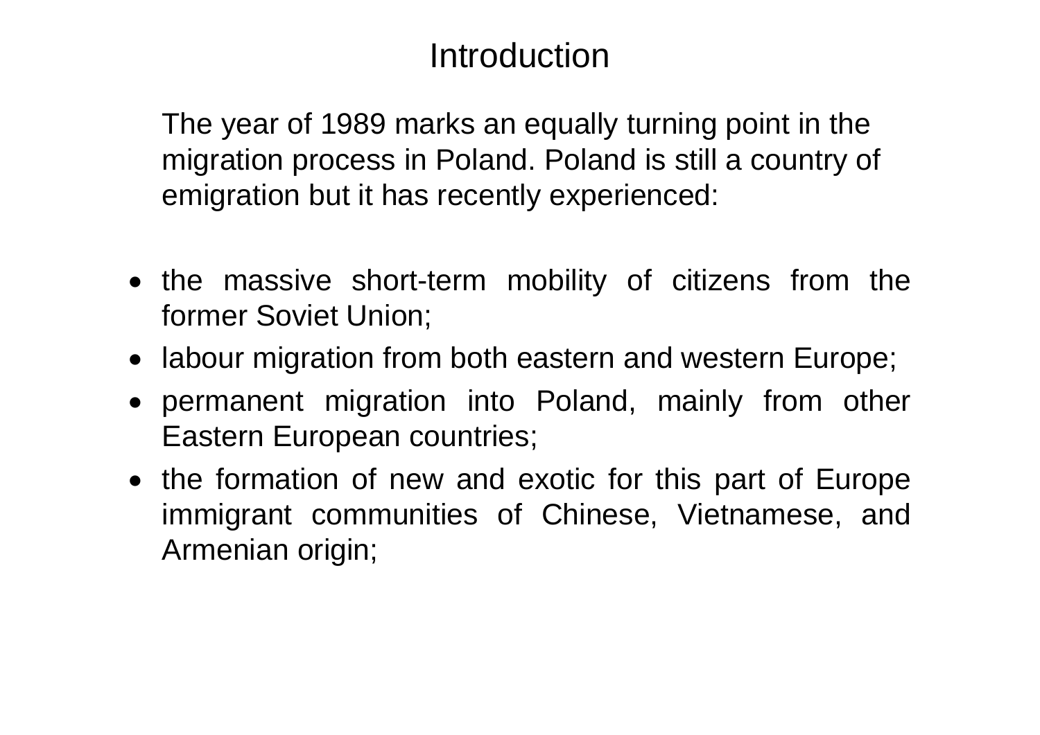# Introduction

The year of 1989 marks an equally turning point in the migration process in Poland. Poland is still a country of emigration but it has recently experienced:

- the massive short-term mobility of citizens from the former Soviet Union;
- labour migration from both eastern and western Europe;
- permanent migration into Poland, mainly from other Eastern European countries;
- the formation of new and exotic for this part of Europe immigrant communities of Chinese, Vietnamese, and Armenian origin;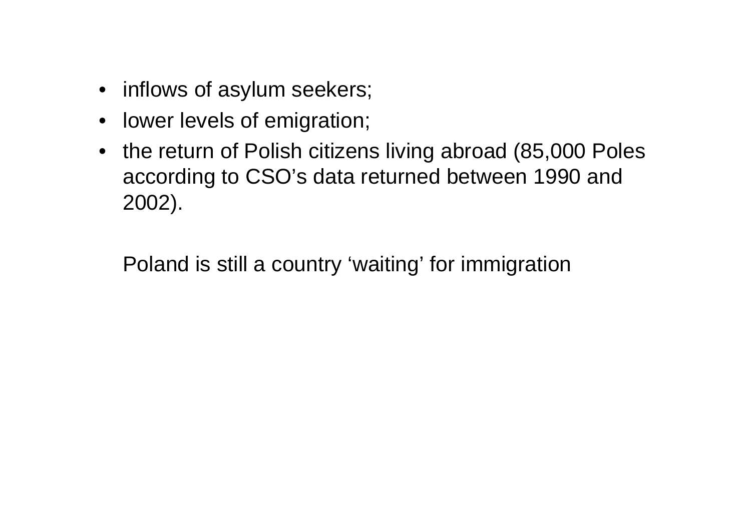- inflows of asylum seekers;
- lower levels of emigration;
- the return of Polish citizens living abroad (85,000 Poles according to CSO's data returned between 1990 and 2002).

Poland is still a country 'waiting' for immigration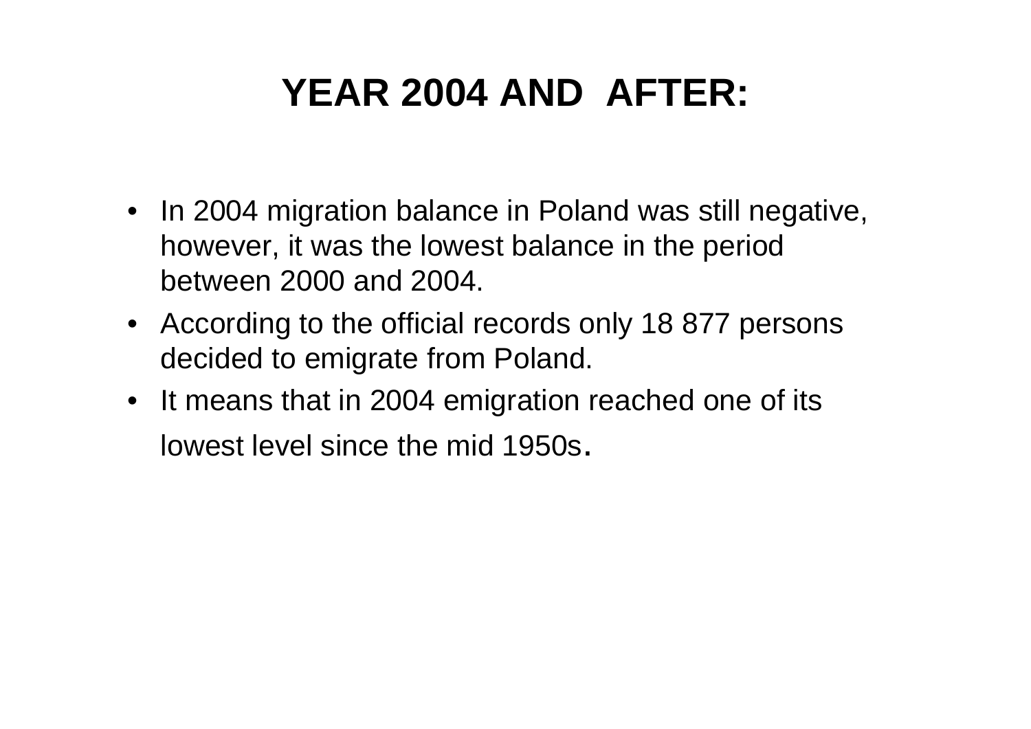# YEAR 2004 AND AFTER:

- In 2004 migration balance in Poland was still negative, however, it was the lowest balance in the period between 2000 and 2004.
- According to the official records only 18 877 persons decided to emigrate from Poland.
- It means that in 2004 emigration reached one of its lowest level since the mid 1950s.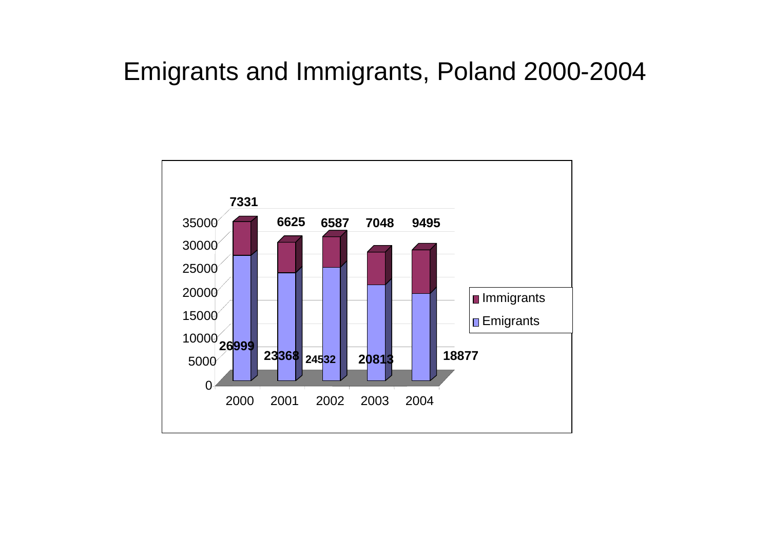# Emigrants and Immigrants, Poland 2000-2004

| Year | Emigrants | Immigrants |
|---|---|---|
| 2000 | 26999 | 7331 |
| 2001 | 23368 | 6625 |
| 2002 | 24532 | 6587 |
| 2003 | 20813 | 7048 |
| 2004 | 18877 | 9495 |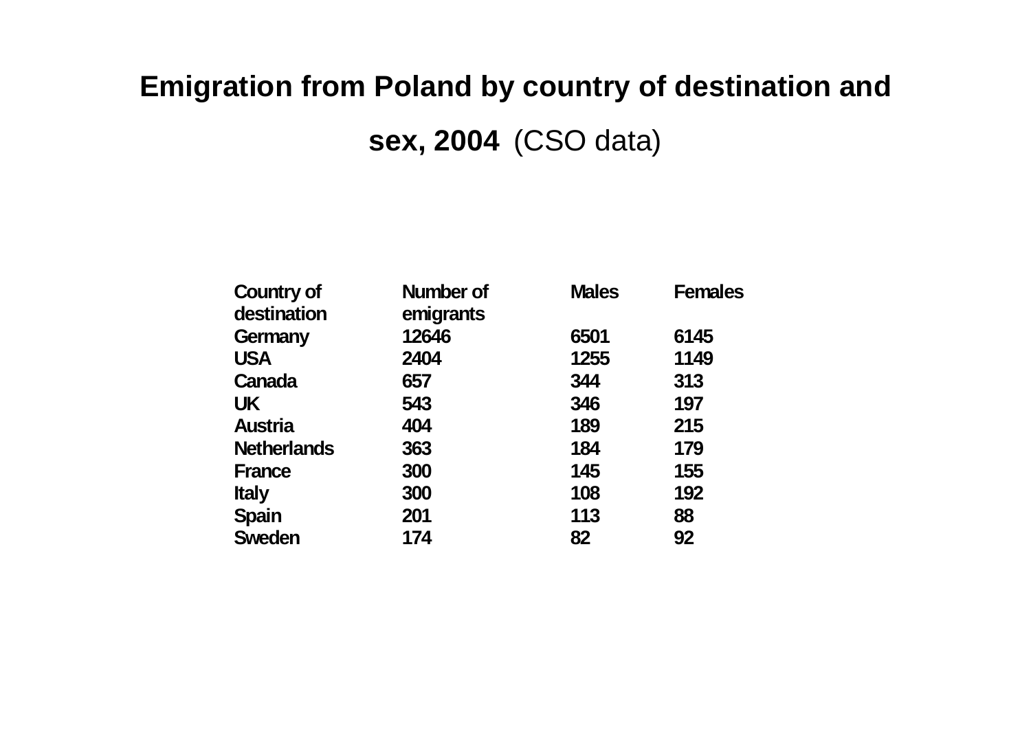# Emigration from Poland by country of destination and sex, 2004 (CSO data)

| Country of destination | Number of emigrants | Males | Females |
|---|---|---|---|
| Germany | 12646 | 6501 | 6145 |
| USA | 2404 | 1255 | 1149 |
| Canada | 657 | 344 | 313 |
| UK | 543 | 346 | 197 |
| Austria | 404 | 189 | 215 |
| Netherlands | 363 | 184 | 179 |
| France | 300 | 145 | 155 |
| Italy | 300 | 108 | 192 |
| Spain | 201 | 113 | 88 |
| Sweden | 174 | 82 | 92 |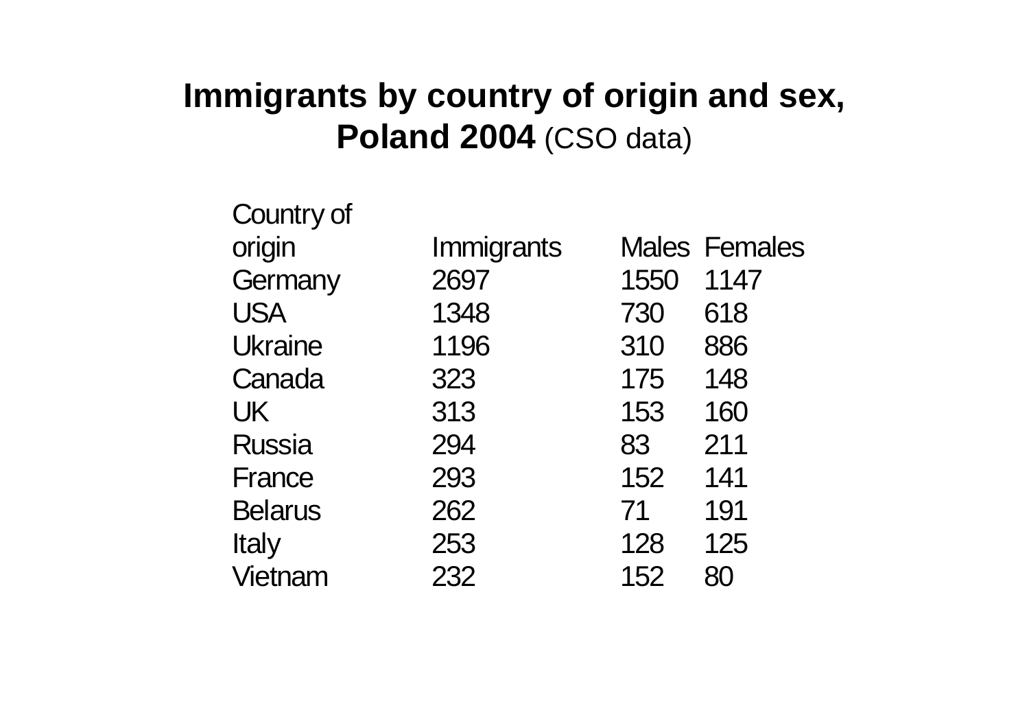# **Immigrants by country of origin and sex, Poland 2004** (CSO data)

| Country of origin | Immigrants | Males | Females |
|---|---|---|---|
| Germany | 2697 | 1550 | 1147 |
| USA | 1348 | 730 | 618 |
| Ukraine | 1196 | 310 | 886 |
| Canada | 323 | 175 | 148 |
| UK | 313 | 153 | 160 |
| Russia | 294 | 83 | 211 |
| France | 293 | 152 | 141 |
| Belarus | 262 | 71 | 191 |
| Italy | 253 | 128 | 125 |
| Vietnam | 232 | 152 | 80 |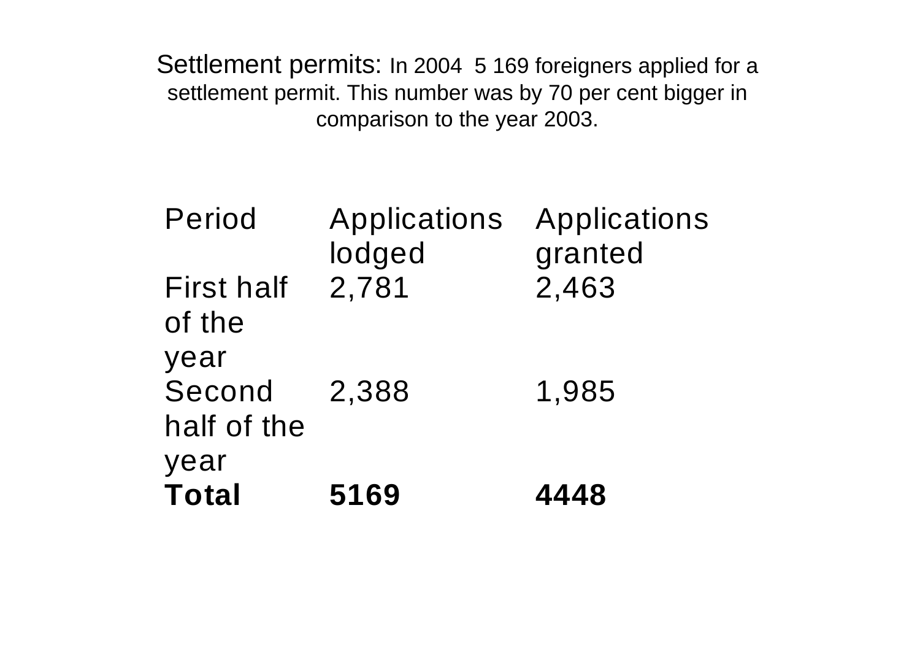Settlement permits: In 2004 5 169 foreigners applied for a settlement permit. This number was by 70 per cent bigger in comparison to the year 2003.

| Period | Applications lodged | Applications granted |
|---|---|---|
| First half of the year | 2,781 | 2,463 |
| Second half of the year | 2,388 | 1,985 |
| **Total** | **5169** | **4448** |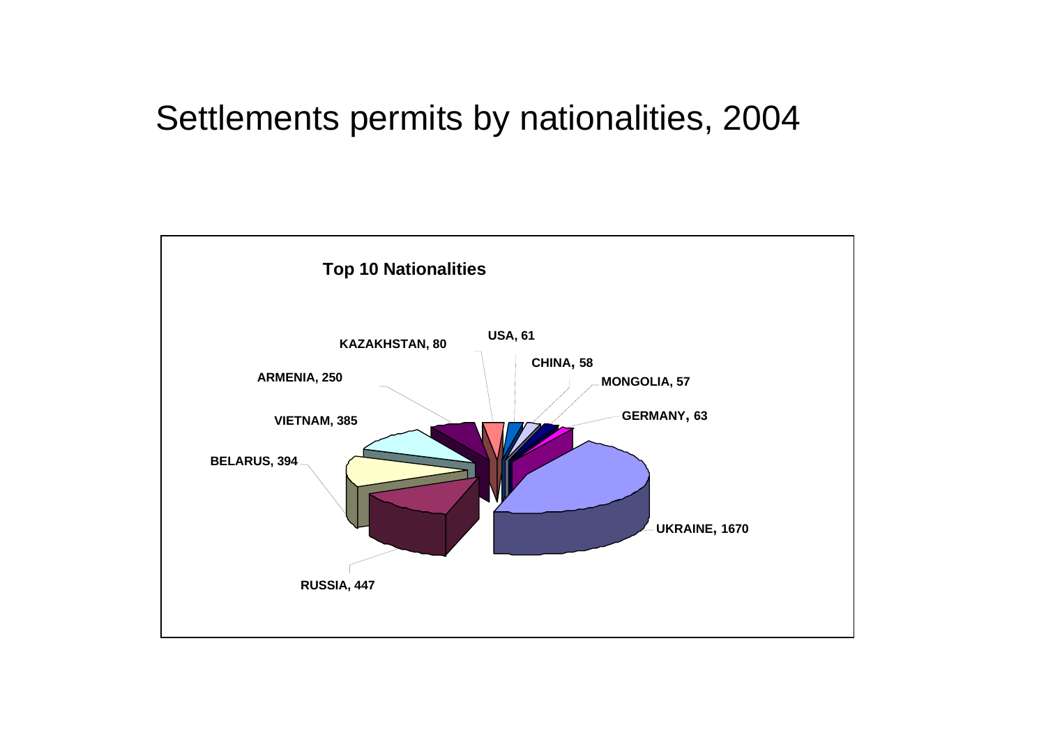# Settlements permits by nationalities, 2004

**Top 10 Nationalities**

| Nationality | Settlement permits |
| --- | --- |
| UKRAINE | 1670 |
| RUSSIA | 447 |
| BELARUS | 394 |
| VIETNAM | 385 |
| ARMENIA | 250 |
| KAZAKHSTAN | 80 |
| USA | 61 |
| CHINA | 58 |
| MONGOLIA | 57 |
| GERMANY | 63 |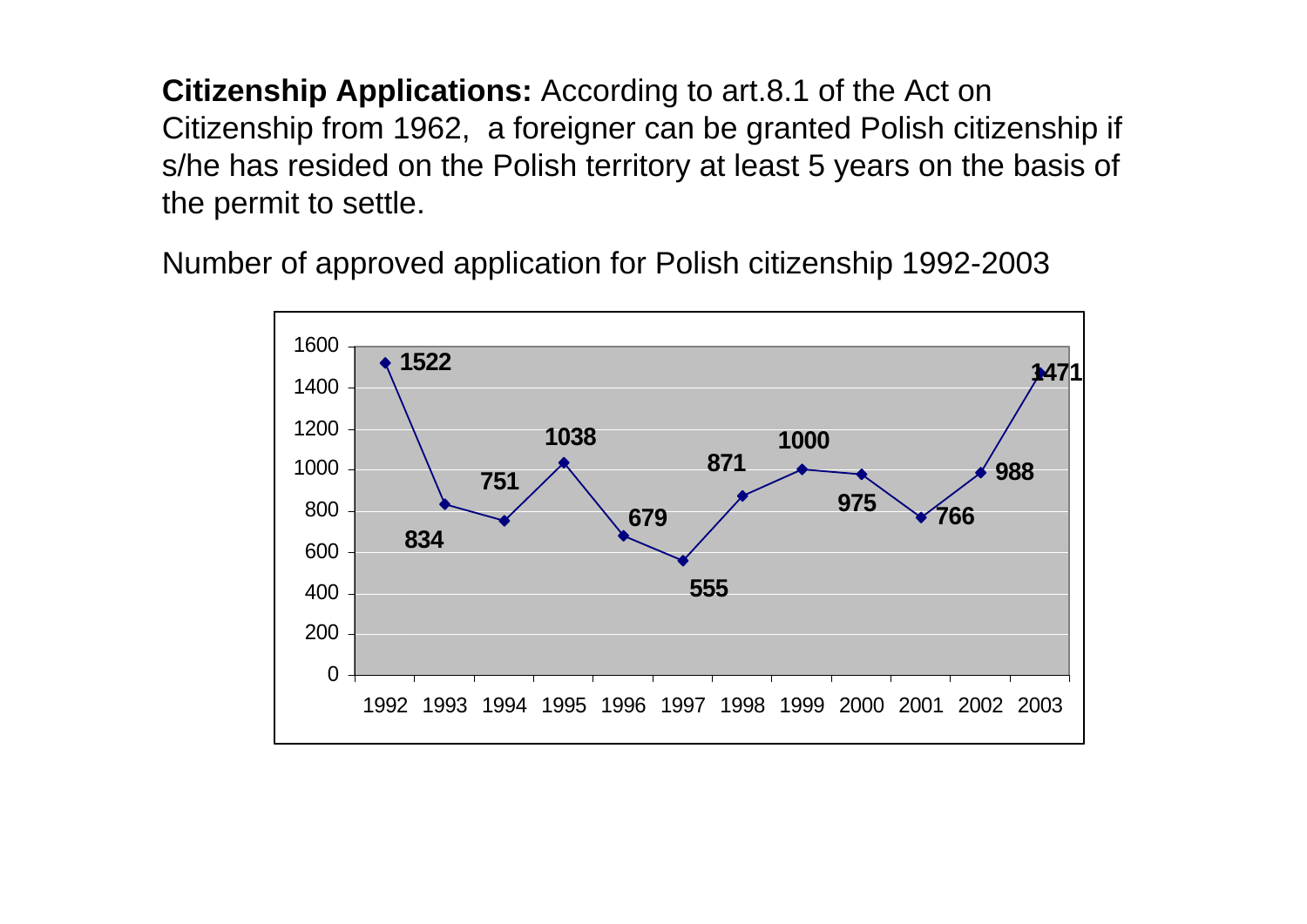**Citizenship Applications:** According to art.8.1 of the Act on Citizenship from 1962, a foreigner can be granted Polish citizenship if s/he has resided on the Polish territory at least 5 years on the basis of the permit to settle.

Number of approved application for Polish citizenship 1992-2003

| Year | Approved applications |
|---|---|
| 1992 | 1522 |
| 1993 | 834 |
| 1994 | 751 |
| 1995 | 1038 |
| 1996 | 679 |
| 1997 | 555 |
| 1998 | 871 |
| 1999 | 1000 |
| 2000 | 975 |
| 2001 | 766 |
| 2002 | 988 |
| 2003 | 1471 |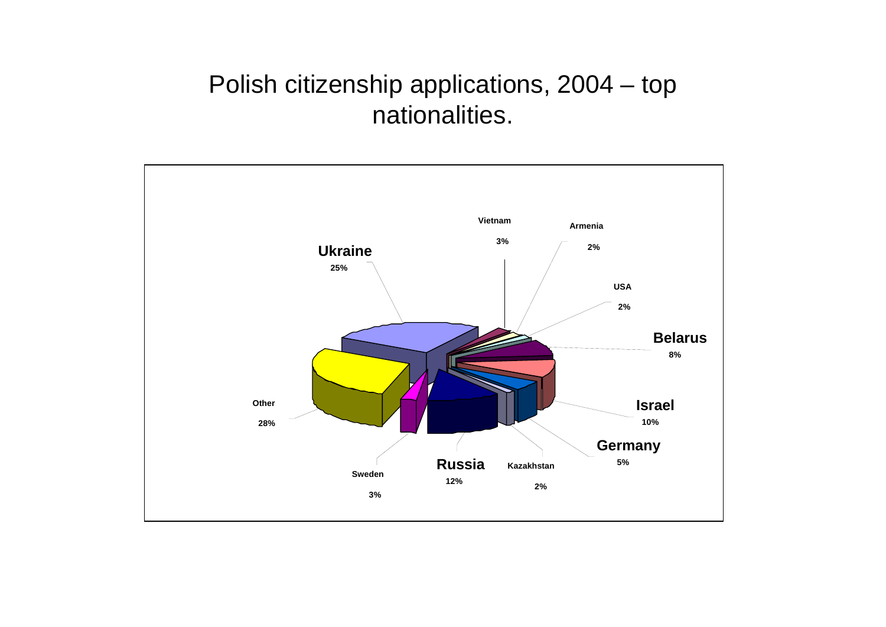# Polish citizenship applications, 2004 – top nationalities.

| Nationality | Share |
| --- | --- |
| Ukraine | 25% |
| Vietnam | 3% |
| Armenia | 2% |
| USA | 2% |
| Belarus | 8% |
| Israel | 10% |
| Germany | 5% |
| Kazakhstan | 2% |
| Russia | 12% |
| Sweden | 3% |
| Other | 28% |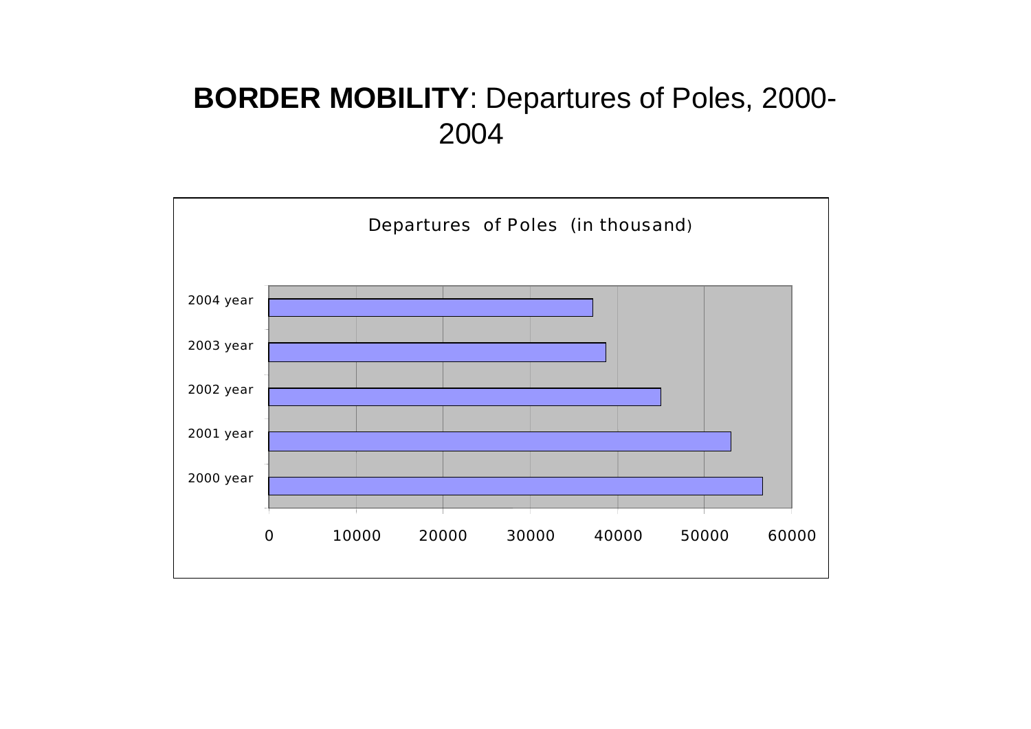# **BORDER MOBILITY**: Departures of Poles, 2000-2004

Departures of Poles (in thousand)

2004 year

2003 year

2002 year

2001 year

2000 year

0 10000 20000 30000 40000 50000 60000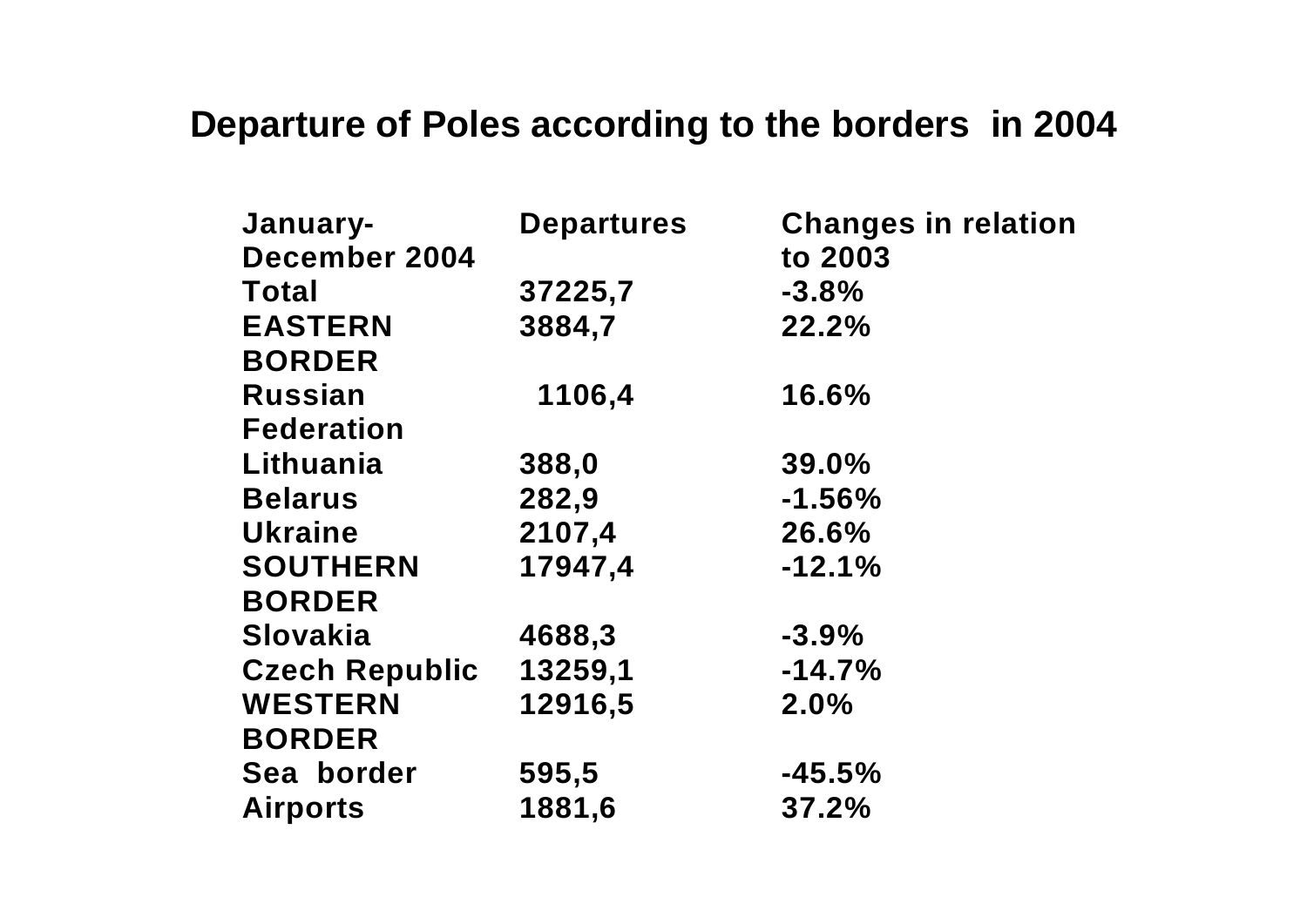# Departure of Poles according to the borders in 2004

| January-December 2004 | Departures | Changes in relation to 2003 |
|---|---|---|
| Total | 37225,7 | -3.8% |
| EASTERN BORDER | 3884,7 | 22.2% |
| Russian Federation | 1106,4 | 16.6% |
| Lithuania | 388,0 | 39.0% |
| Belarus | 282,9 | -1.56% |
| Ukraine | 2107,4 | 26.6% |
| SOUTHERN BORDER | 17947,4 | -12.1% |
| Slovakia | 4688,3 | -3.9% |
| Czech Republic | 13259,1 | -14.7% |
| WESTERN BORDER | 12916,5 | 2.0% |
| Sea border | 595,5 | -45.5% |
| Airports | 1881,6 | 37.2% |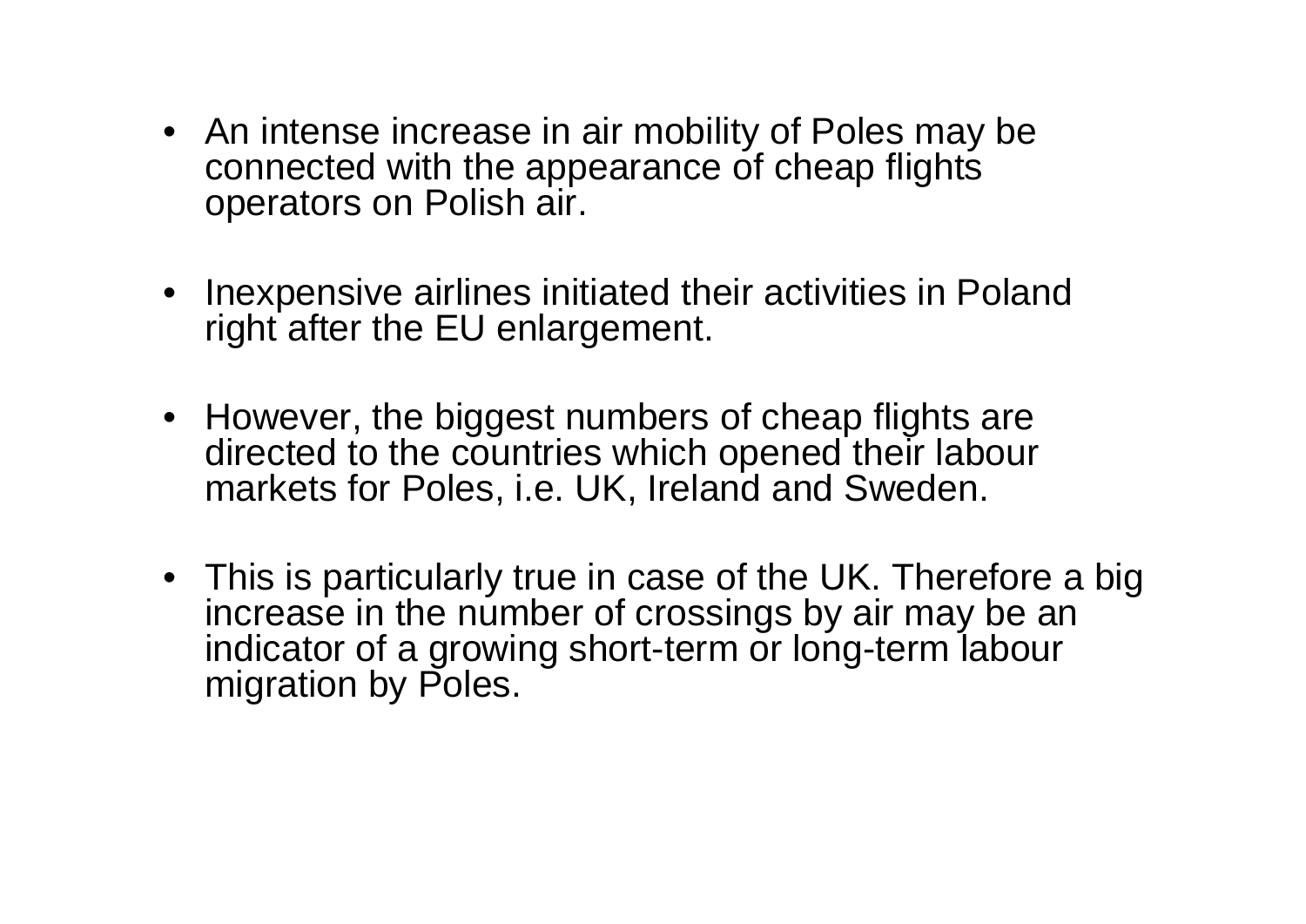- An intense increase in air mobility of Poles may be connected with the appearance of cheap flights operators on Polish air.

- Inexpensive airlines initiated their activities in Poland right after the EU enlargement.

- However, the biggest numbers of cheap flights are directed to the countries which opened their labour markets for Poles, i.e. UK, Ireland and Sweden.

- This is particularly true in case of the UK. Therefore a big increase in the number of crossings by air may be an indicator of a growing short-term or long-term labour migration by Poles.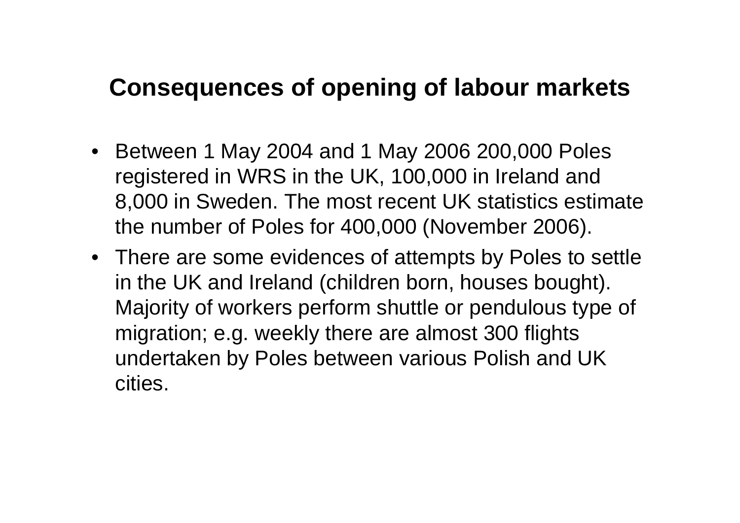## Consequences of opening of labour markets

- Between 1 May 2004 and 1 May 2006 200,000 Poles registered in WRS in the UK, 100,000 in Ireland and 8,000 in Sweden. The most recent UK statistics estimate the number of Poles for 400,000 (November 2006).
- There are some evidences of attempts by Poles to settle in the UK and Ireland (children born, houses bought). Majority of workers perform shuttle or pendulous type of migration; e.g. weekly there are almost 300 flights undertaken by Poles between various Polish and UK cities.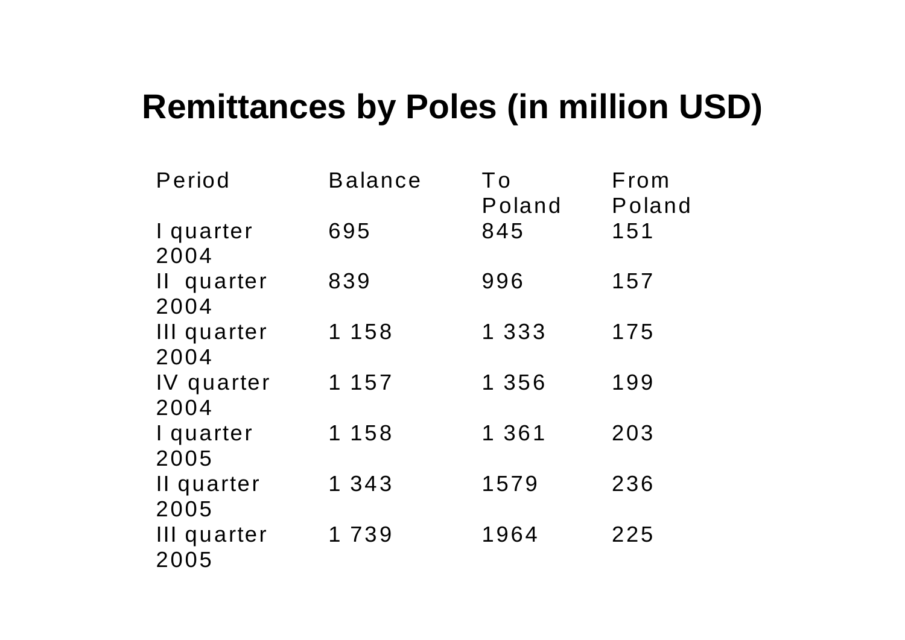# Remittances by Poles (in million USD)

| Period | Balance | To Poland | From Poland |
|---|---|---|---|
| I quarter 2004 | 695 | 845 | 151 |
| II quarter 2004 | 839 | 996 | 157 |
| III quarter 2004 | 1 158 | 1 333 | 175 |
| IV quarter 2004 | 1 157 | 1 356 | 199 |
| I quarter 2005 | 1 158 | 1 361 | 203 |
| II quarter 2005 | 1 343 | 1579 | 236 |
| III quarter 2005 | 1 739 | 1964 | 225 |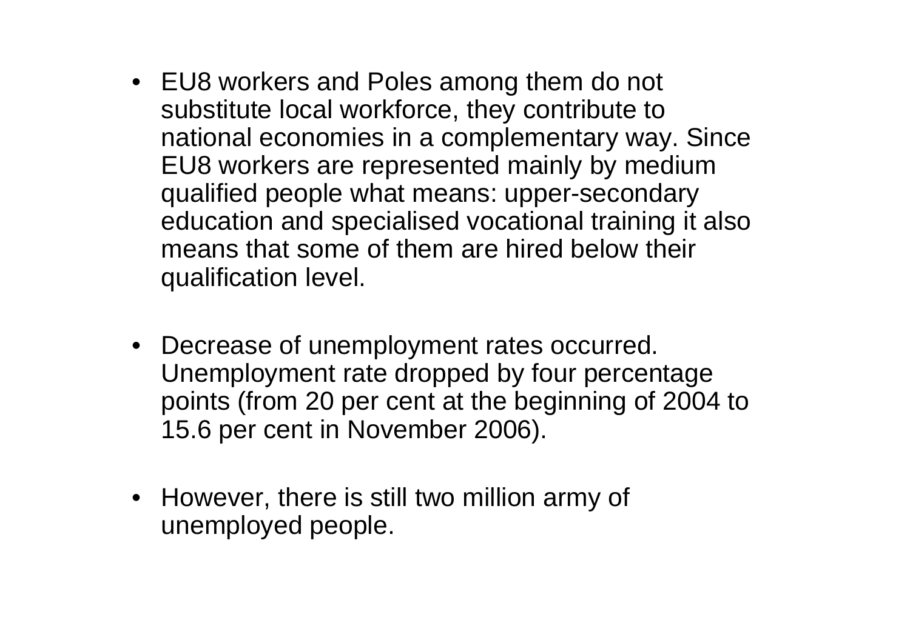- EU8 workers and Poles among them do not substitute local workforce, they contribute to national economies in a complementary way. Since EU8 workers are represented mainly by medium qualified people what means: upper-secondary education and specialised vocational training it also means that some of them are hired below their qualification level.

- Decrease of unemployment rates occurred. Unemployment rate dropped by four percentage points (from 20 per cent at the beginning of 2004 to 15.6 per cent in November 2006).

- However, there is still two million army of unemployed people.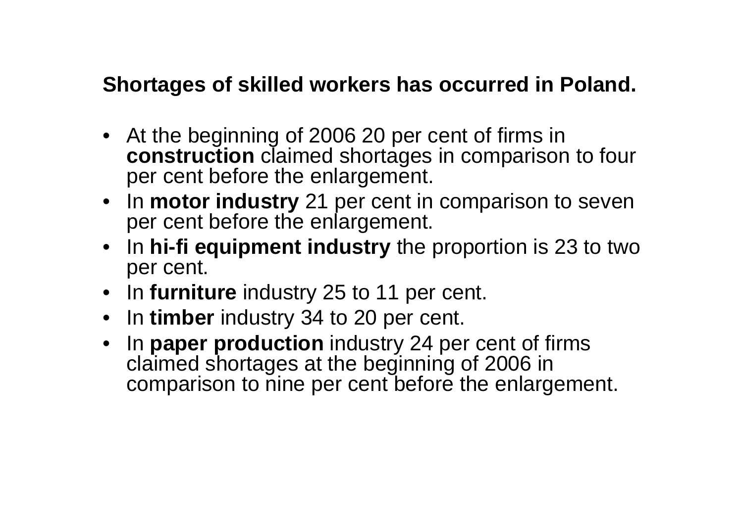**Shortages of skilled workers has occurred in Poland.**

- At the beginning of 2006 20 per cent of firms in **construction** claimed shortages in comparison to four per cent before the enlargement.
- In **motor industry** 21 per cent in comparison to seven per cent before the enlargement.
- In **hi-fi equipment industry** the proportion is 23 to two per cent.
- In **furniture** industry 25 to 11 per cent.
- In **timber** industry 34 to 20 per cent.
- In **paper production** industry 24 per cent of firms claimed shortages at the beginning of 2006 in comparison to nine per cent before the enlargement.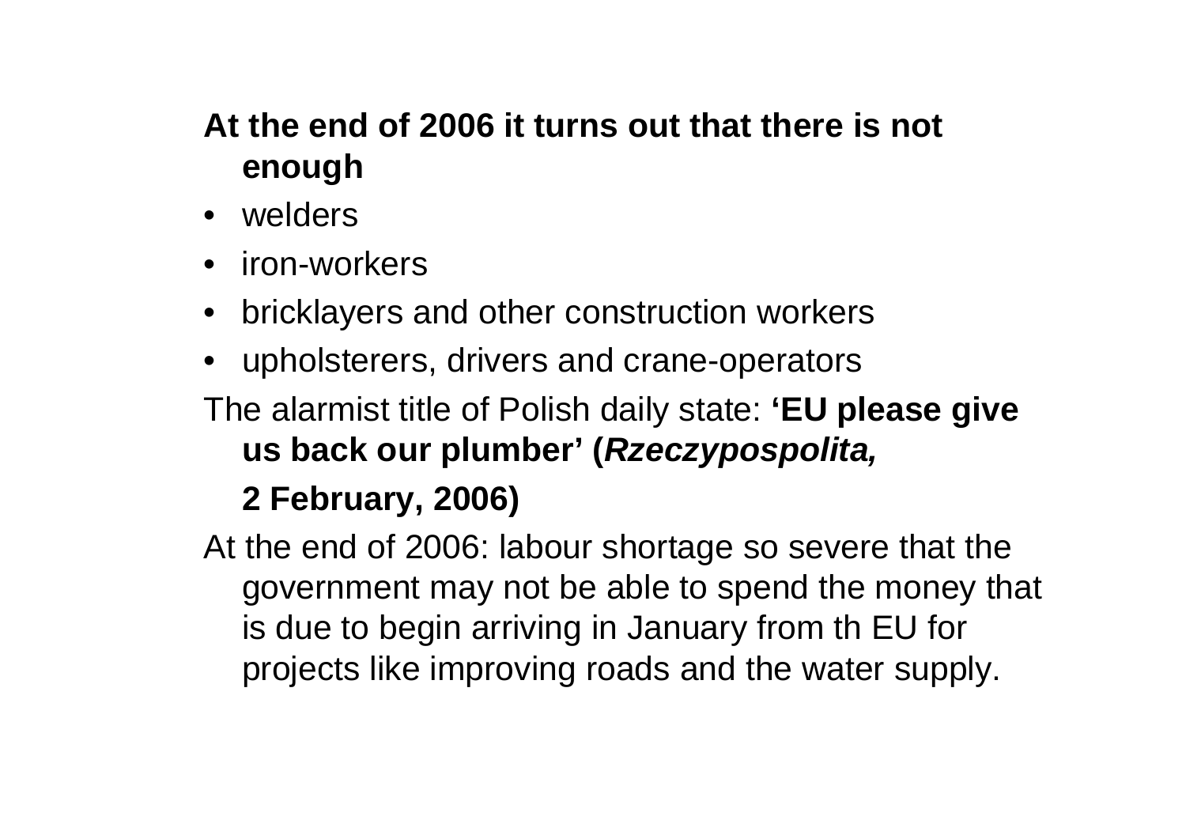**At the end of 2006 it turns out that there is not enough**

- welders
- iron-workers
- bricklayers and other construction workers
- upholsterers, drivers and crane-operators

The alarmist title of Polish daily state: **'EU please give us back our plumber' (*Rzeczypospolita,* 2 February, 2006)**

At the end of 2006: labour shortage so severe that the government may not be able to spend the money that is due to begin arriving in January from th EU for projects like improving roads and the water supply.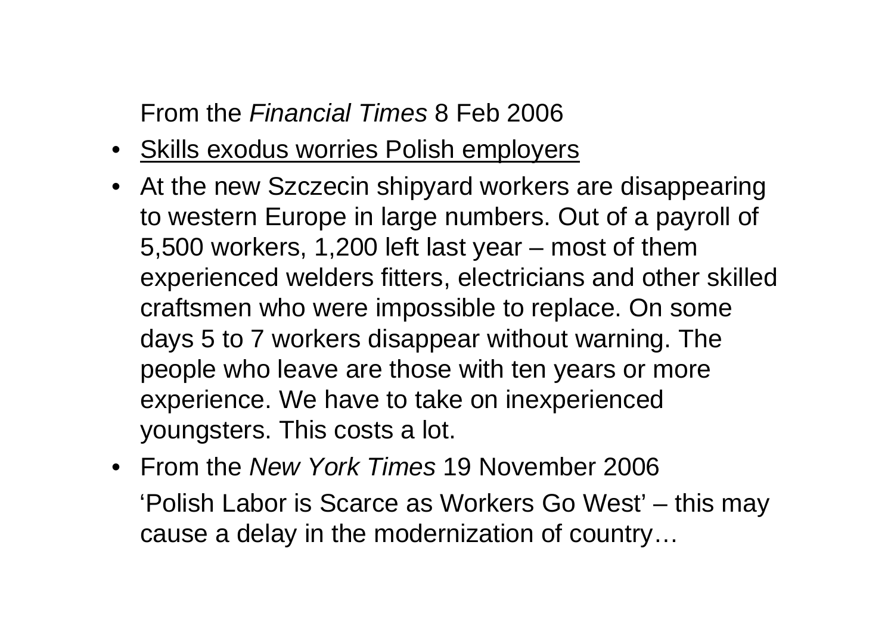From the *Financial Times* 8 Feb 2006

- Skills exodus worries Polish employers
- At the new Szczecin shipyard workers are disappearing to western Europe in large numbers. Out of a payroll of 5,500 workers, 1,200 left last year – most of them experienced welders fitters, electricians and other skilled craftsmen who were impossible to replace. On some days 5 to 7 workers disappear without warning. The people who leave are those with ten years or more experience. We have to take on inexperienced youngsters. This costs a lot.
- From the *New York Times* 19 November 2006

  'Polish Labor is Scarce as Workers Go West' – this may cause a delay in the modernization of country…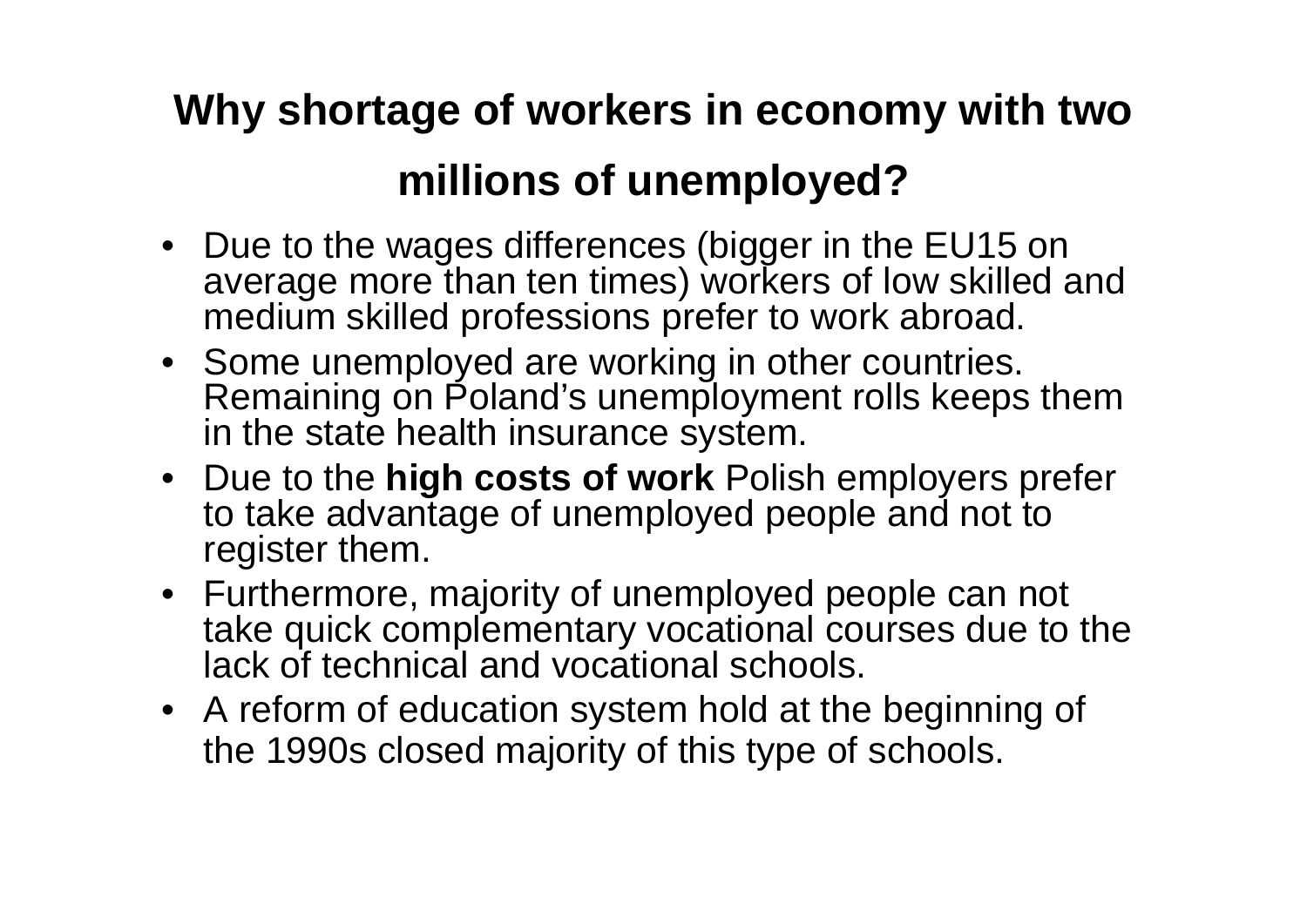# Why shortage of workers in economy with two millions of unemployed?

- Due to the wages differences (bigger in the EU15 on average more than ten times) workers of low skilled and medium skilled professions prefer to work abroad.
- Some unemployed are working in other countries. Remaining on Poland's unemployment rolls keeps them in the state health insurance system.
- Due to the **high costs of work** Polish employers prefer to take advantage of unemployed people and not to register them.
- Furthermore, majority of unemployed people can not take quick complementary vocational courses due to the lack of technical and vocational schools.
- A reform of education system hold at the beginning of the 1990s closed majority of this type of schools.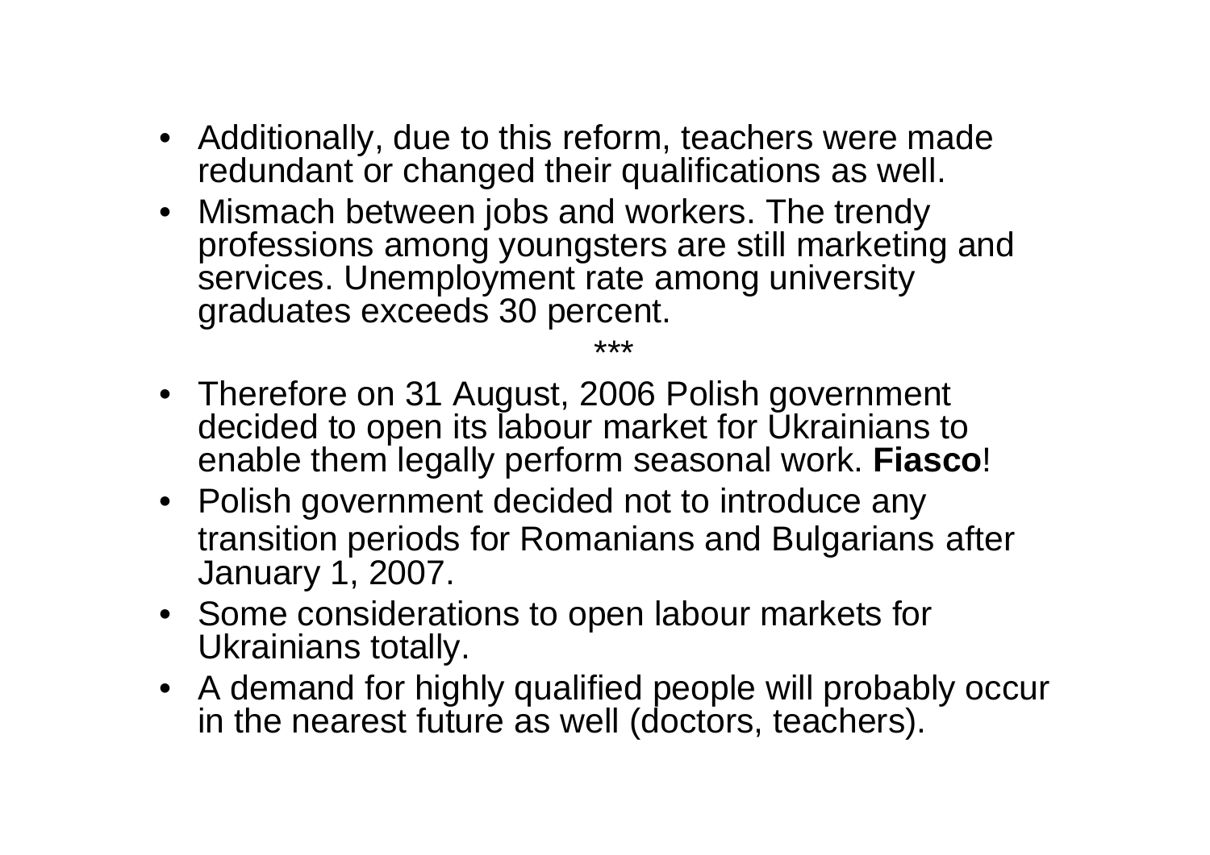- Additionally, due to this reform, teachers were made redundant or changed their qualifications as well.
- Mismach between jobs and workers. The trendy professions among youngsters are still marketing and services. Unemployment rate among university graduates exceeds 30 percent.

***

- Therefore on 31 August, 2006 Polish government decided to open its labour market for Ukrainians to enable them legally perform seasonal work. **Fiasco**!
- Polish government decided not to introduce any transition periods for Romanians and Bulgarians after January 1, 2007.
- Some considerations to open labour markets for Ukrainians totally.
- A demand for highly qualified people will probably occur in the nearest future as well (doctors, teachers).